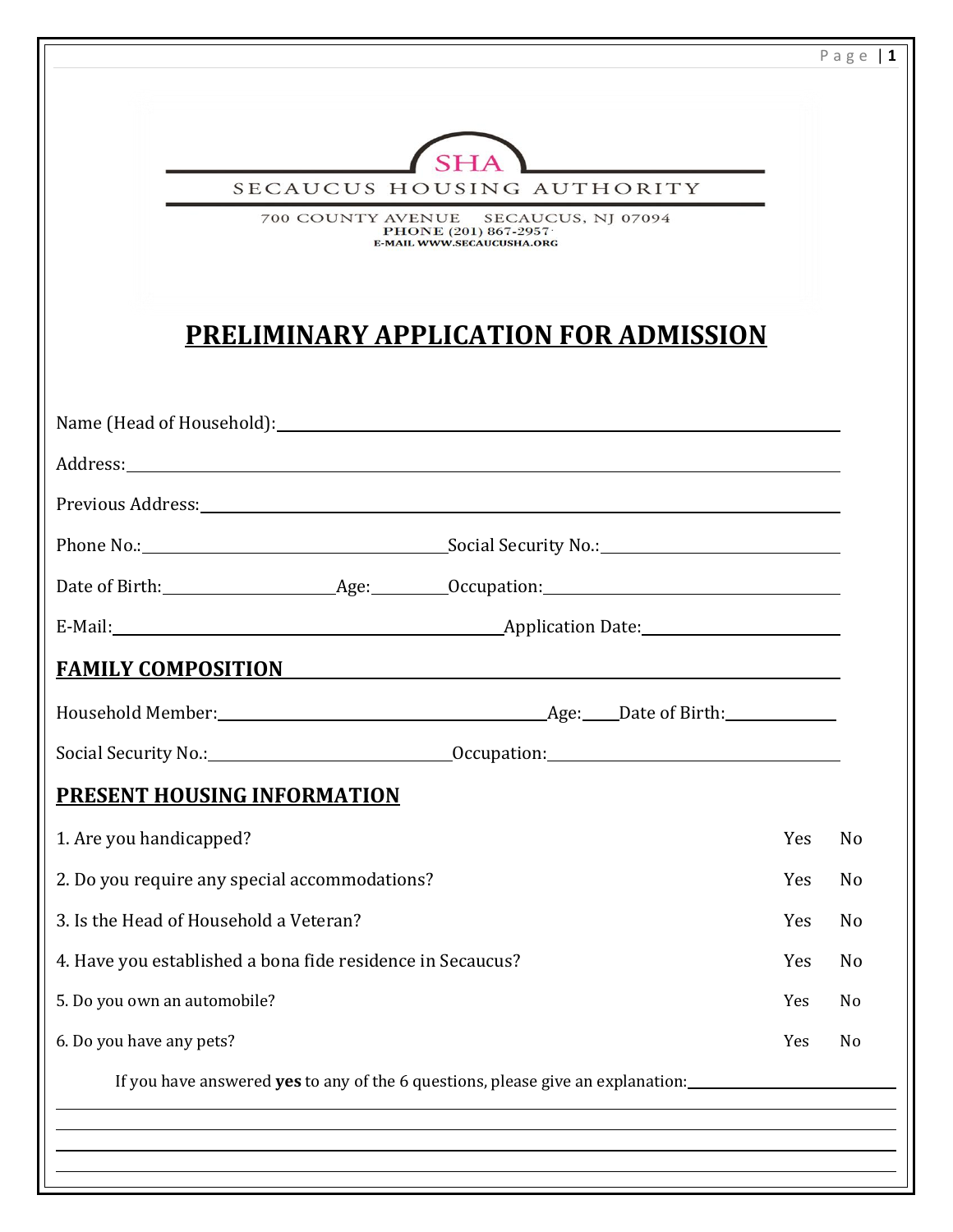SHA

SECAUCUS HOUSING AUTHORITY

700 COUNTY AVENUE SECAUCUS, NJ 07094
PHONE (201) 867-2957
E-MAIL WWW.SECAUCUSHA.ORG

# PRELIMINARY APPLICATION FOR ADMISSION

Name (Head of Household): ______________________________

Address: ______________________________

Previous Address: ______________________________

Phone No.: ______________ Social Security No.: ______________

Date of Birth: __________ Age: ______ Occupation: ______________

E-Mail: ______________________ Application Date: ______________

## FAMILY COMPOSITION

Household Member: ______________________ Age: ____ Date of Birth: __________

Social Security No.: ______________ Occupation: ______________

## PRESENT HOUSING INFORMATION

| | | |
|---|---|---|
| 1. Are you handicapped? | Yes | No |
| 2. Do you require any special accommodations? | Yes | No |
| 3. Is the Head of Household a Veteran? | Yes | No |
| 4. Have you established a bona fide residence in Secaucus? | Yes | No |
| 5. Do you own an automobile? | Yes | No |
| 6. Do you have any pets? | Yes | No |

If you have answered **yes** to any of the 6 questions, please give an explanation: ______________________________

______________________________

______________________________

______________________________

______________________________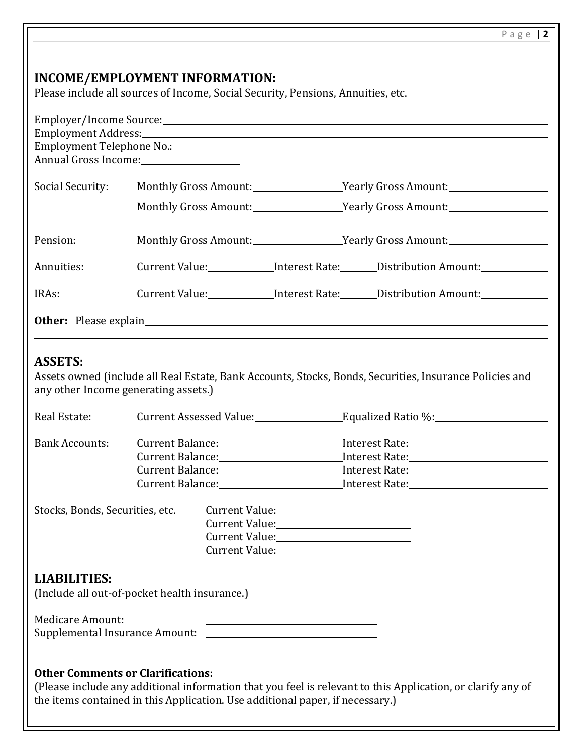## INCOME/EMPLOYMENT INFORMATION:

Please include all sources of Income, Social Security, Pensions, Annuities, etc.

Employer/Income Source: ____________________

Employment Address: ____________________

Employment Telephone No.: ____________________

Annual Gross Income: ____________________

Social Security: Monthly Gross Amount: __________ Yearly Gross Amount: __________

Monthly Gross Amount: __________ Yearly Gross Amount: __________

Pension: Monthly Gross Amount: __________ Yearly Gross Amount: __________

Annuities: Current Value: __________ Interest Rate: ______ Distribution Amount: __________

IRAs: Current Value: __________ Interest Rate: ______ Distribution Amount: __________

**Other:** Please explain ____________________

____________________

____________________

## ASSETS:

Assets owned (include all Real Estate, Bank Accounts, Stocks, Bonds, Securities, Insurance Policies and any other Income generating assets.)

Real Estate: Current Assessed Value: __________ Equalized Ratio %: __________

Bank Accounts: Current Balance: __________ Interest Rate: __________

Current Balance: __________ Interest Rate: __________

Current Balance: __________ Interest Rate: __________

Current Balance: __________ Interest Rate: __________

Stocks, Bonds, Securities, etc. Current Value: __________

Current Value: __________

Current Value: __________

Current Value: __________

## LIABILITIES:

(Include all out-of-pocket health insurance.)

Medicare Amount: __________

Supplemental Insurance Amount: __________

__________

**Other Comments or Clarifications:**

(Please include any additional information that you feel is relevant to this Application, or clarify any of the items contained in this Application. Use additional paper, if necessary.)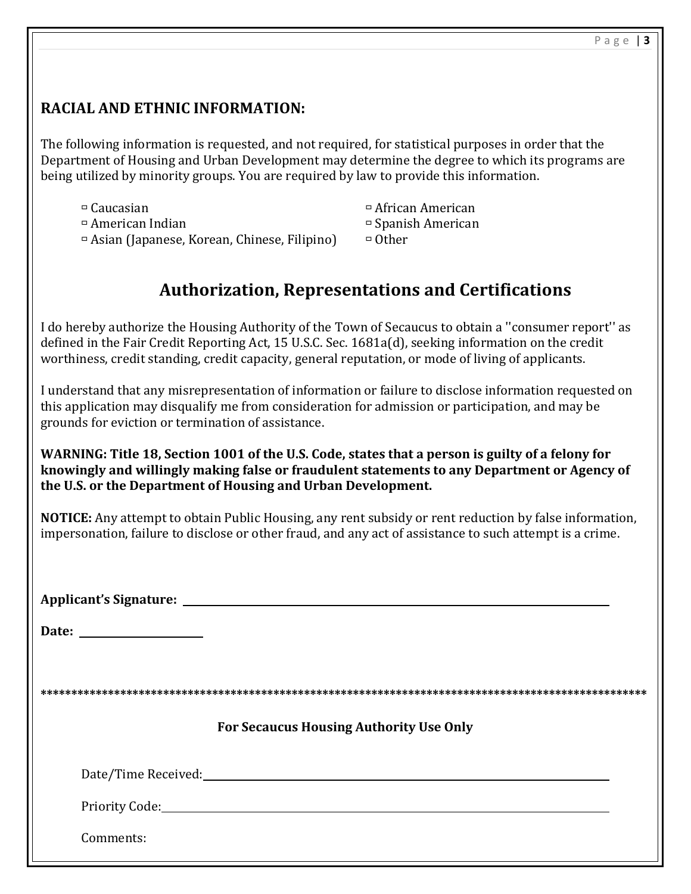## RACIAL AND ETHNIC INFORMATION:

The following information is requested, and not required, for statistical purposes in order that the Department of Housing and Urban Development may determine the degree to which its programs are being utilized by minority groups. You are required by law to provide this information.

- ▫ Caucasian
- ▫ American Indian
- ▫ Asian (Japanese, Korean, Chinese, Filipino)
- ▫ African American
- ▫ Spanish American
- ▫ Other

# Authorization, Representations and Certifications

I do hereby authorize the Housing Authority of the Town of Secaucus to obtain a ''consumer report'' as defined in the Fair Credit Reporting Act, 15 U.S.C. Sec. 1681a(d), seeking information on the credit worthiness, credit standing, credit capacity, general reputation, or mode of living of applicants.

I understand that any misrepresentation of information or failure to disclose information requested on this application may disqualify me from consideration for admission or participation, and may be grounds for eviction or termination of assistance.

**WARNING: Title 18, Section 1001 of the U.S. Code, states that a person is guilty of a felony for knowingly and willingly making false or fraudulent statements to any Department or Agency of the U.S. or the Department of Housing and Urban Development.**

**NOTICE:** Any attempt to obtain Public Housing, any rent subsidy or rent reduction by false information, impersonation, failure to disclose or other fraud, and any act of assistance to such attempt is a crime.

**Applicant's Signature:** ______________________________________________

**Date:** ____________________

***************************************************************************************************

**For Secaucus Housing Authority Use Only**

Date/Time Received: ______________________________________________

Priority Code: ______________________________________________

Comments: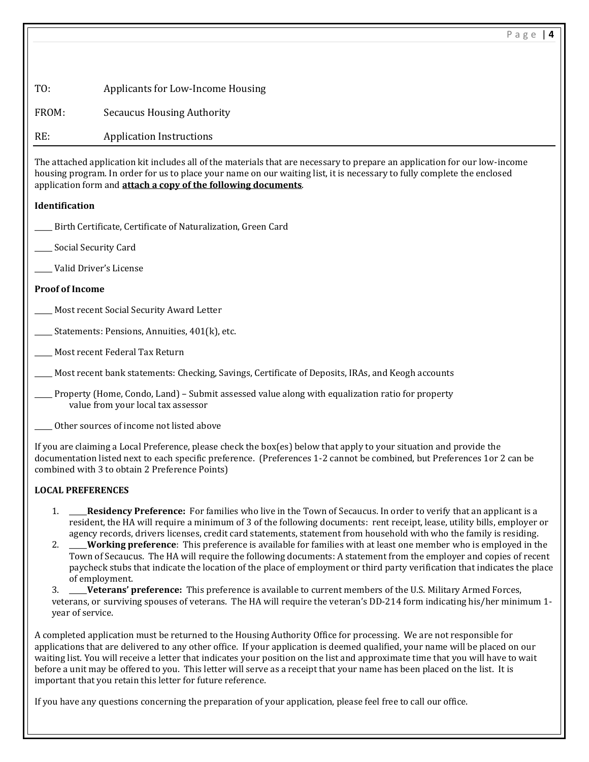TO: Applicants for Low-Income Housing

FROM: Secaucus Housing Authority

RE: Application Instructions

---

The attached application kit includes all of the materials that are necessary to prepare an application for our low-income housing program. In order for us to place your name on our waiting list, it is necessary to fully complete the enclosed application form and **attach a copy of the following documents**.

**Identification**

_____ Birth Certificate, Certificate of Naturalization, Green Card

_____ Social Security Card

_____ Valid Driver's License

**Proof of Income**

_____ Most recent Social Security Award Letter

_____ Statements: Pensions, Annuities, 401(k), etc.

_____ Most recent Federal Tax Return

_____ Most recent bank statements: Checking, Savings, Certificate of Deposits, IRAs, and Keogh accounts

_____ Property (Home, Condo, Land) – Submit assessed value along with equalization ratio for property value from your local tax assessor

_____ Other sources of income not listed above

If you are claiming a Local Preference, please check the box(es) below that apply to your situation and provide the documentation listed next to each specific preference. (Preferences 1-2 cannot be combined, but Preferences 1or 2 can be combined with 3 to obtain 2 Preference Points)

**LOCAL PREFERENCES**

1. _____**Residency Preference:** For families who live in the Town of Secaucus. In order to verify that an applicant is a resident, the HA will require a minimum of 3 of the following documents: rent receipt, lease, utility bills, employer or agency records, drivers licenses, credit card statements, statement from household with who the family is residing.
2. _____**Working preference**: This preference is available for families with at least one member who is employed in the Town of Secaucus. The HA will require the following documents: A statement from the employer and copies of recent paycheck stubs that indicate the location of the place of employment or third party verification that indicates the place of employment.
3. _____**Veterans' preference:** This preference is available to current members of the U.S. Military Armed Forces, veterans, or surviving spouses of veterans. The HA will require the veteran's DD-214 form indicating his/her minimum 1-year of service.

A completed application must be returned to the Housing Authority Office for processing. We are not responsible for applications that are delivered to any other office. If your application is deemed qualified, your name will be placed on our waiting list. You will receive a letter that indicates your position on the list and approximate time that you will have to wait before a unit may be offered to you. This letter will serve as a receipt that your name has been placed on the list. It is important that you retain this letter for future reference.

If you have any questions concerning the preparation of your application, please feel free to call our office.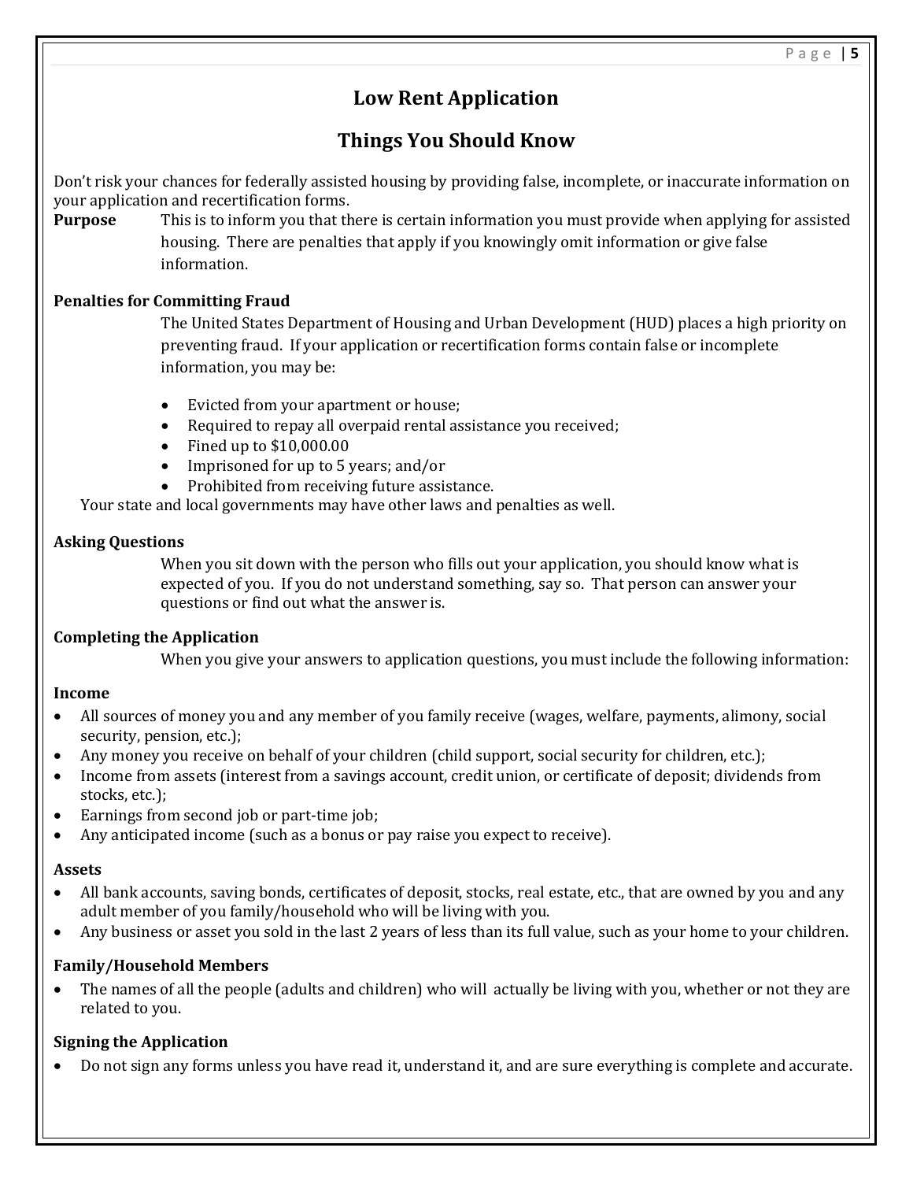# Low Rent Application

## Things You Should Know

Don't risk your chances for federally assisted housing by providing false, incomplete, or inaccurate information on your application and recertification forms.

**Purpose** This is to inform you that there is certain information you must provide when applying for assisted housing. There are penalties that apply if you knowingly omit information or give false information.

**Penalties for Committing Fraud**

The United States Department of Housing and Urban Development (HUD) places a high priority on preventing fraud. If your application or recertification forms contain false or incomplete information, you may be:

- Evicted from your apartment or house;
- Required to repay all overpaid rental assistance you received;
- Fined up to $10,000.00
- Imprisoned for up to 5 years; and/or
- Prohibited from receiving future assistance.

Your state and local governments may have other laws and penalties as well.

**Asking Questions**

When you sit down with the person who fills out your application, you should know what is expected of you. If you do not understand something, say so. That person can answer your questions or find out what the answer is.

**Completing the Application**

When you give your answers to application questions, you must include the following information:

**Income**

- All sources of money you and any member of you family receive (wages, welfare, payments, alimony, social security, pension, etc.);
- Any money you receive on behalf of your children (child support, social security for children, etc.);
- Income from assets (interest from a savings account, credit union, or certificate of deposit; dividends from stocks, etc.);
- Earnings from second job or part-time job;
- Any anticipated income (such as a bonus or pay raise you expect to receive).

**Assets**

- All bank accounts, saving bonds, certificates of deposit, stocks, real estate, etc., that are owned by you and any adult member of you family/household who will be living with you.
- Any business or asset you sold in the last 2 years of less than its full value, such as your home to your children.

**Family/Household Members**

- The names of all the people (adults and children) who will actually be living with you, whether or not they are related to you.

**Signing the Application**

- Do not sign any forms unless you have read it, understand it, and are sure everything is complete and accurate.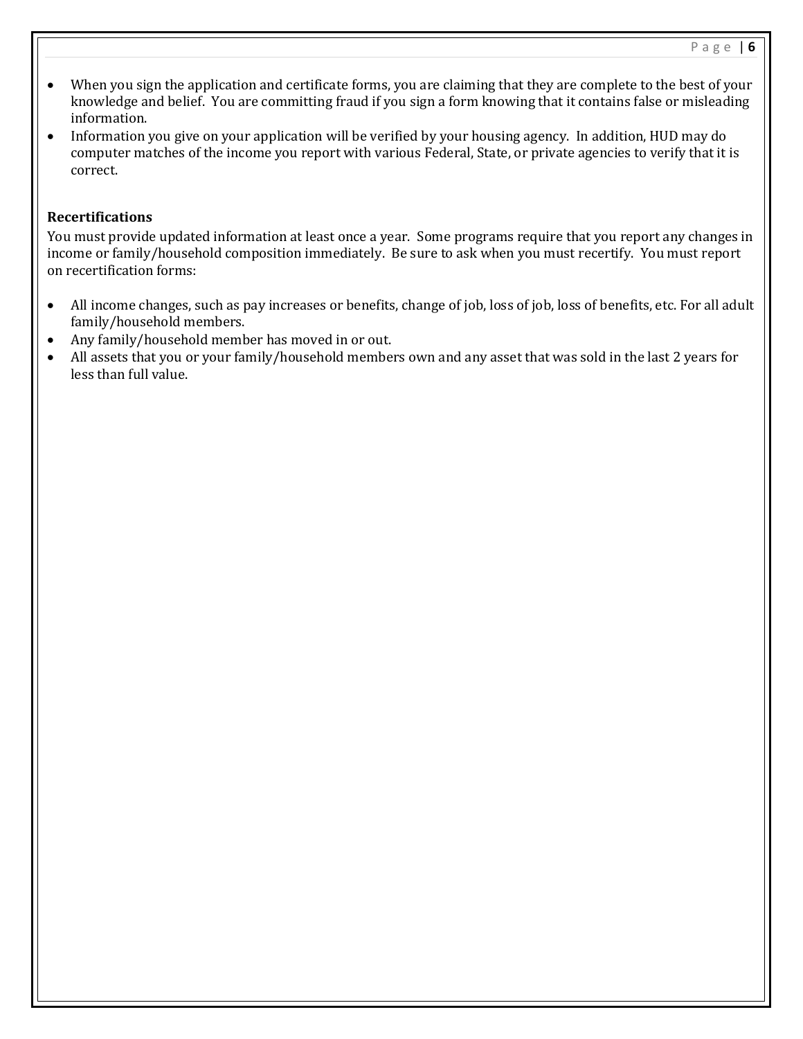- When you sign the application and certificate forms, you are claiming that they are complete to the best of your knowledge and belief. You are committing fraud if you sign a form knowing that it contains false or misleading information.
- Information you give on your application will be verified by your housing agency. In addition, HUD may do computer matches of the income you report with various Federal, State, or private agencies to verify that it is correct.

**Recertifications**

You must provide updated information at least once a year. Some programs require that you report any changes in income or family/household composition immediately. Be sure to ask when you must recertify. You must report on recertification forms:

- All income changes, such as pay increases or benefits, change of job, loss of job, loss of benefits, etc. For all adult family/household members.
- Any family/household member has moved in or out.
- All assets that you or your family/household members own and any asset that was sold in the last 2 years for less than full value.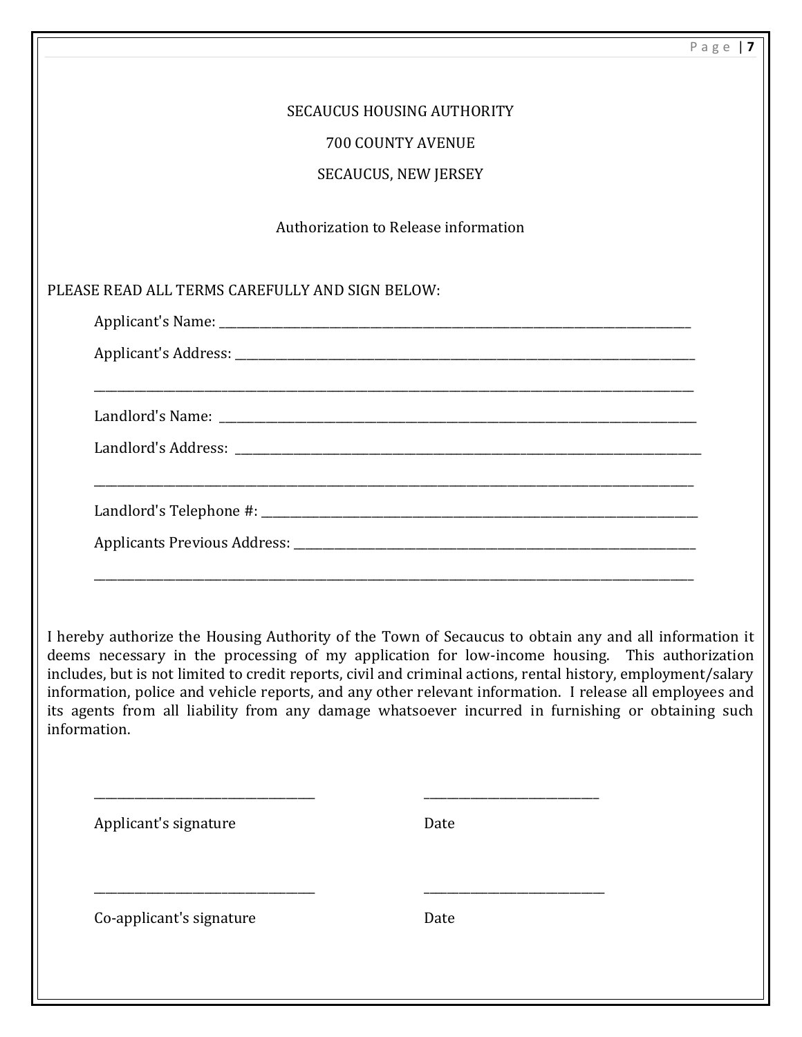SECAUCUS HOUSING AUTHORITY

700 COUNTY AVENUE

SECAUCUS, NEW JERSEY

Authorization to Release information

PLEASE READ ALL TERMS CAREFULLY AND SIGN BELOW:

Applicant's Name: ___________________________________________

Applicant's Address: ___________________________________________

___________________________________________

Landlord's Name: ___________________________________________

Landlord's Address: ___________________________________________

___________________________________________

Landlord's Telephone #: ___________________________________________

Applicants Previous Address: ___________________________________________

___________________________________________

I hereby authorize the Housing Authority of the Town of Secaucus to obtain any and all information it deems necessary in the processing of my application for low-income housing. This authorization includes, but is not limited to credit reports, civil and criminal actions, rental history, employment/salary information, police and vehicle reports, and any other relevant information. I release all employees and its agents from all liability from any damage whatsoever incurred in furnishing or obtaining such information.

______________________________ ______________________

Applicant's signature Date

______________________________ ______________________

Co-applicant's signature Date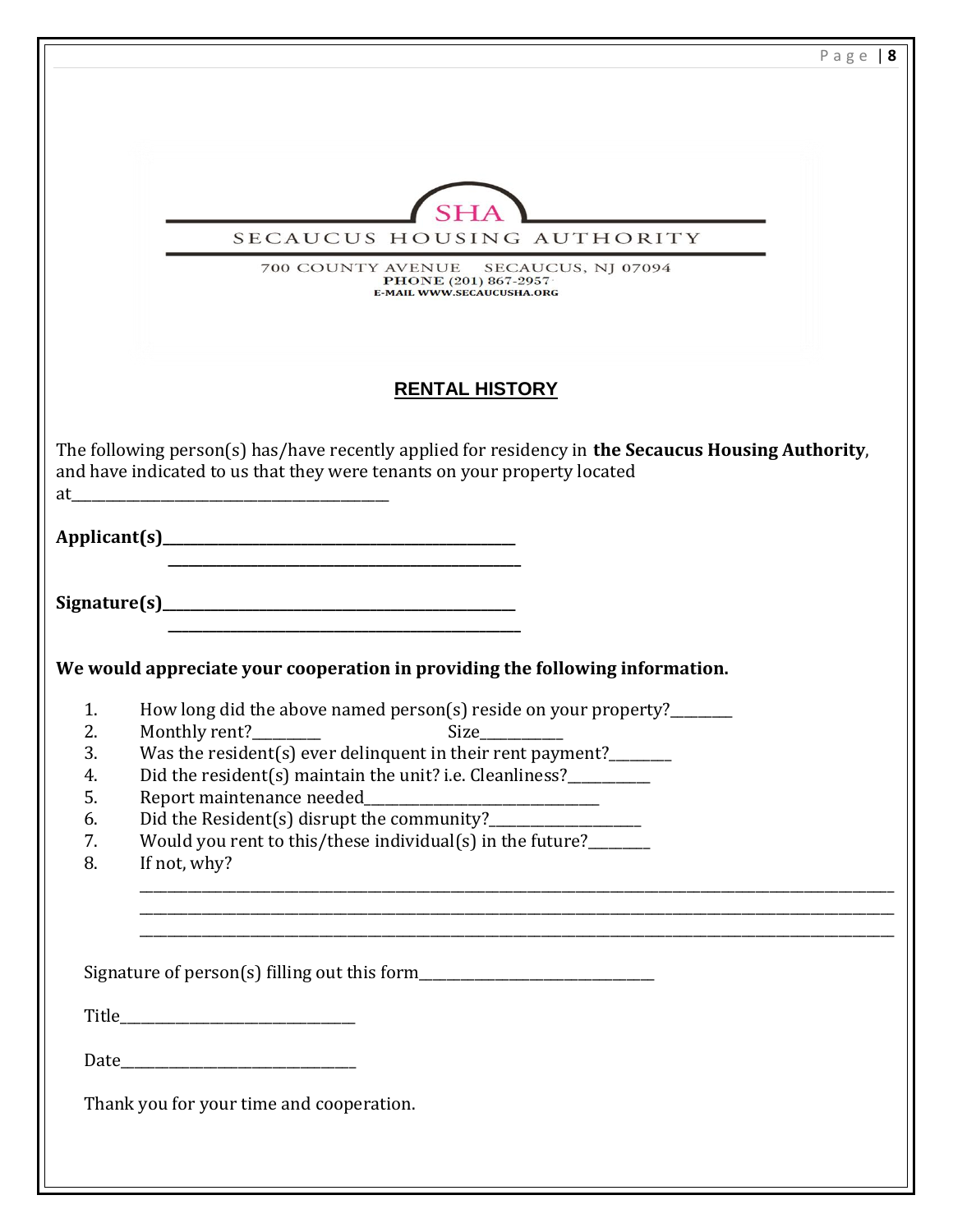SHA

SECAUCUS HOUSING AUTHORITY

700 COUNTY AVENUE SECAUCUS, NJ 07094
PHONE (201) 867-2957
E-MAIL WWW.SECAUCUSHA.ORG

## RENTAL HISTORY

The following person(s) has/have recently applied for residency in **the Secaucus Housing Authority**, and have indicated to us that they were tenants on your property located at___________________________________________

**Applicant(s)**__________________________________________________
__________________________________________________

**Signature(s)**__________________________________________________
__________________________________________________

**We would appreciate your cooperation in providing the following information.**

1. How long did the above named person(s) reside on your property?________
2. Monthly rent?_________ Size___________
3. Was the resident(s) ever delinquent in their rent payment?________
4. Did the resident(s) maintain the unit? i.e. Cleanliness?___________
5. Report maintenance needed_________________________________
6. Did the Resident(s) disrupt the community?_____________________
7. Would you rent to this/these individual(s) in the future?________
8. If not, why?
____________________________________________________________________________________________________
____________________________________________________________________________________________________
____________________________________________________________________________________________________

Signature of person(s) filling out this form_________________________________

Title_________________________________

Date_________________________________

Thank you for your time and cooperation.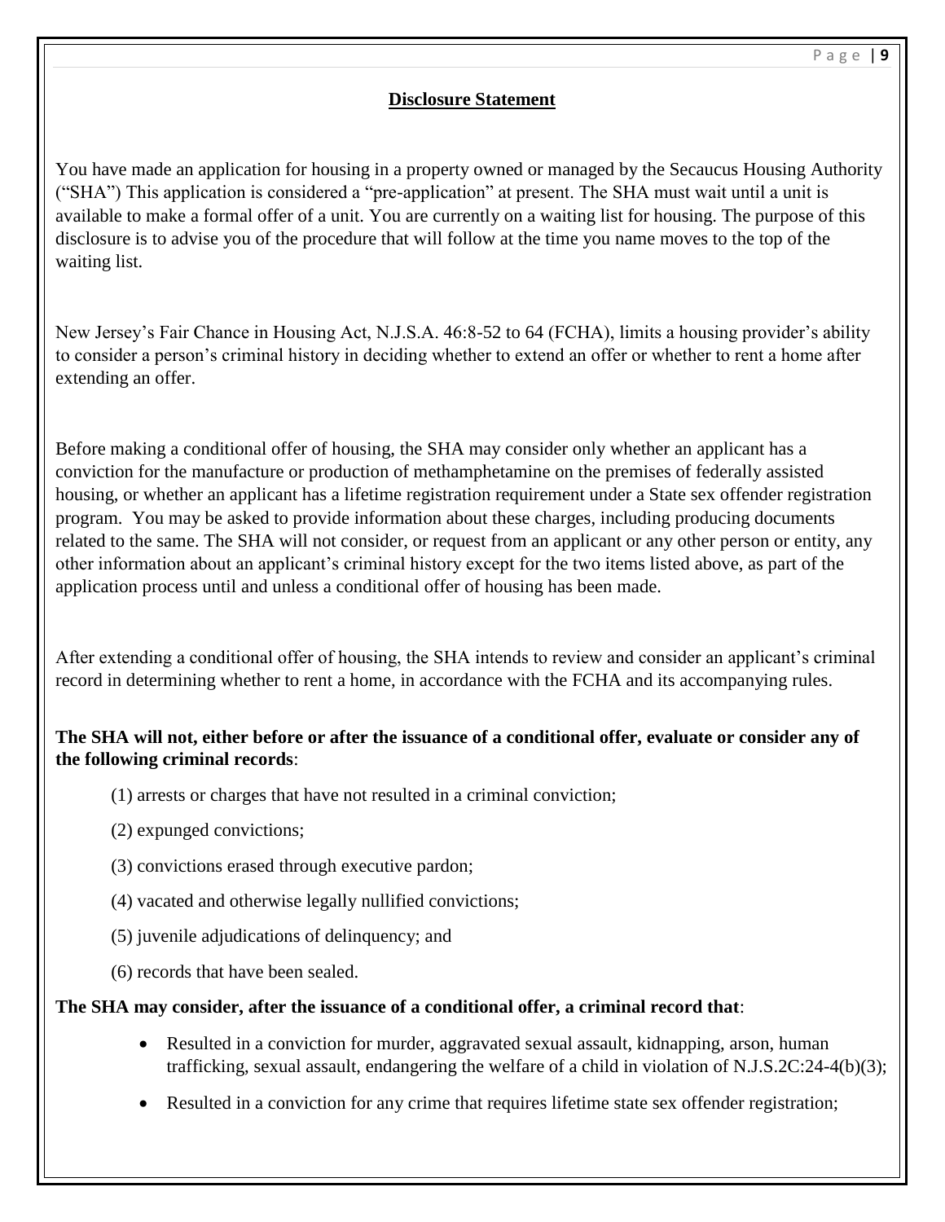## Disclosure Statement

You have made an application for housing in a property owned or managed by the Secaucus Housing Authority ("SHA") This application is considered a "pre-application" at present. The SHA must wait until a unit is available to make a formal offer of a unit. You are currently on a waiting list for housing. The purpose of this disclosure is to advise you of the procedure that will follow at the time you name moves to the top of the waiting list.

New Jersey's Fair Chance in Housing Act, N.J.S.A. 46:8-52 to 64 (FCHA), limits a housing provider's ability to consider a person's criminal history in deciding whether to extend an offer or whether to rent a home after extending an offer.

Before making a conditional offer of housing, the SHA may consider only whether an applicant has a conviction for the manufacture or production of methamphetamine on the premises of federally assisted housing, or whether an applicant has a lifetime registration requirement under a State sex offender registration program. You may be asked to provide information about these charges, including producing documents related to the same. The SHA will not consider, or request from an applicant or any other person or entity, any other information about an applicant's criminal history except for the two items listed above, as part of the application process until and unless a conditional offer of housing has been made.

After extending a conditional offer of housing, the SHA intends to review and consider an applicant's criminal record in determining whether to rent a home, in accordance with the FCHA and its accompanying rules.

**The SHA will not, either before or after the issuance of a conditional offer, evaluate or consider any of the following criminal records**:

(1) arrests or charges that have not resulted in a criminal conviction;

(2) expunged convictions;

(3) convictions erased through executive pardon;

(4) vacated and otherwise legally nullified convictions;

(5) juvenile adjudications of delinquency; and

(6) records that have been sealed.

**The SHA may consider, after the issuance of a conditional offer, a criminal record that**:

- Resulted in a conviction for murder, aggravated sexual assault, kidnapping, arson, human trafficking, sexual assault, endangering the welfare of a child in violation of N.J.S.2C:24-4(b)(3);
- Resulted in a conviction for any crime that requires lifetime state sex offender registration;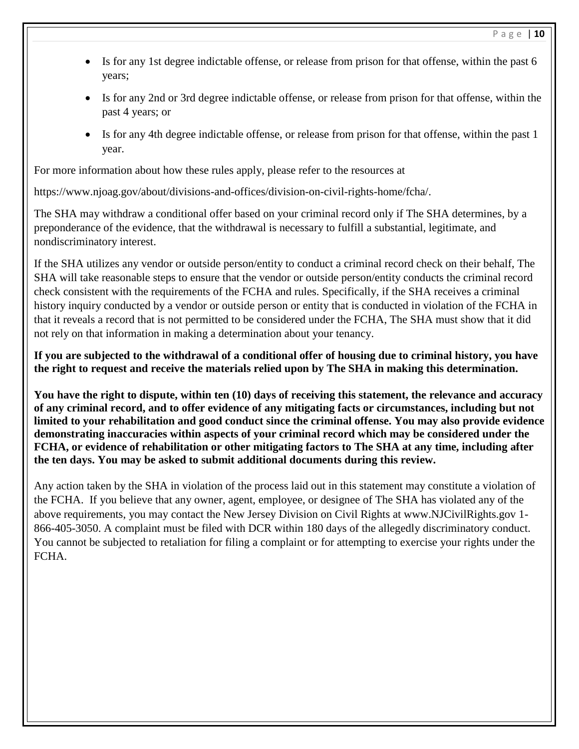- Is for any 1st degree indictable offense, or release from prison for that offense, within the past 6 years;
- Is for any 2nd or 3rd degree indictable offense, or release from prison for that offense, within the past 4 years; or
- Is for any 4th degree indictable offense, or release from prison for that offense, within the past 1 year.

For more information about how these rules apply, please refer to the resources at

https://www.njoag.gov/about/divisions-and-offices/division-on-civil-rights-home/fcha/.

The SHA may withdraw a conditional offer based on your criminal record only if The SHA determines, by a preponderance of the evidence, that the withdrawal is necessary to fulfill a substantial, legitimate, and nondiscriminatory interest.

If the SHA utilizes any vendor or outside person/entity to conduct a criminal record check on their behalf, The SHA will take reasonable steps to ensure that the vendor or outside person/entity conducts the criminal record check consistent with the requirements of the FCHA and rules. Specifically, if the SHA receives a criminal history inquiry conducted by a vendor or outside person or entity that is conducted in violation of the FCHA in that it reveals a record that is not permitted to be considered under the FCHA, The SHA must show that it did not rely on that information in making a determination about your tenancy.

**If you are subjected to the withdrawal of a conditional offer of housing due to criminal history, you have the right to request and receive the materials relied upon by The SHA in making this determination.**

**You have the right to dispute, within ten (10) days of receiving this statement, the relevance and accuracy of any criminal record, and to offer evidence of any mitigating facts or circumstances, including but not limited to your rehabilitation and good conduct since the criminal offense. You may also provide evidence demonstrating inaccuracies within aspects of your criminal record which may be considered under the FCHA, or evidence of rehabilitation or other mitigating factors to The SHA at any time, including after the ten days. You may be asked to submit additional documents during this review.**

Any action taken by the SHA in violation of the process laid out in this statement may constitute a violation of the FCHA. If you believe that any owner, agent, employee, or designee of The SHA has violated any of the above requirements, you may contact the New Jersey Division on Civil Rights at www.NJCivilRights.gov 1-866-405-3050. A complaint must be filed with DCR within 180 days of the allegedly discriminatory conduct. You cannot be subjected to retaliation for filing a complaint or for attempting to exercise your rights under the FCHA.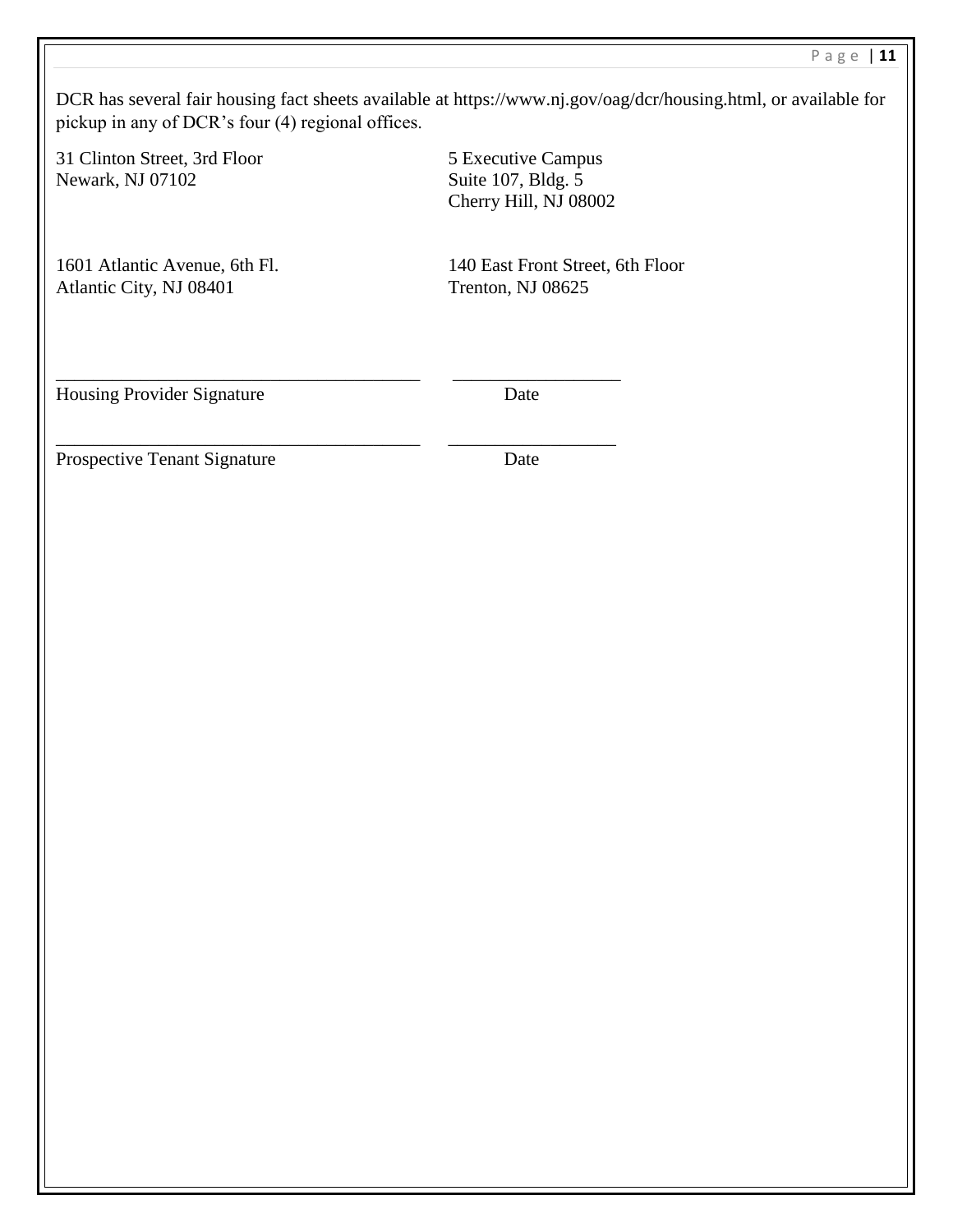DCR has several fair housing fact sheets available at https://www.nj.gov/oag/dcr/housing.html, or available for pickup in any of DCR's four (4) regional offices.

31 Clinton Street, 3rd Floor
Newark, NJ 07102

5 Executive Campus
Suite 107, Bldg. 5
Cherry Hill, NJ 08002

1601 Atlantic Avenue, 6th Fl.
Atlantic City, NJ 08401

140 East Front Street, 6th Floor
Trenton, NJ 08625

_______________________________________ __________________

Housing Provider Signature Date

_______________________________________ __________________

Prospective Tenant Signature Date